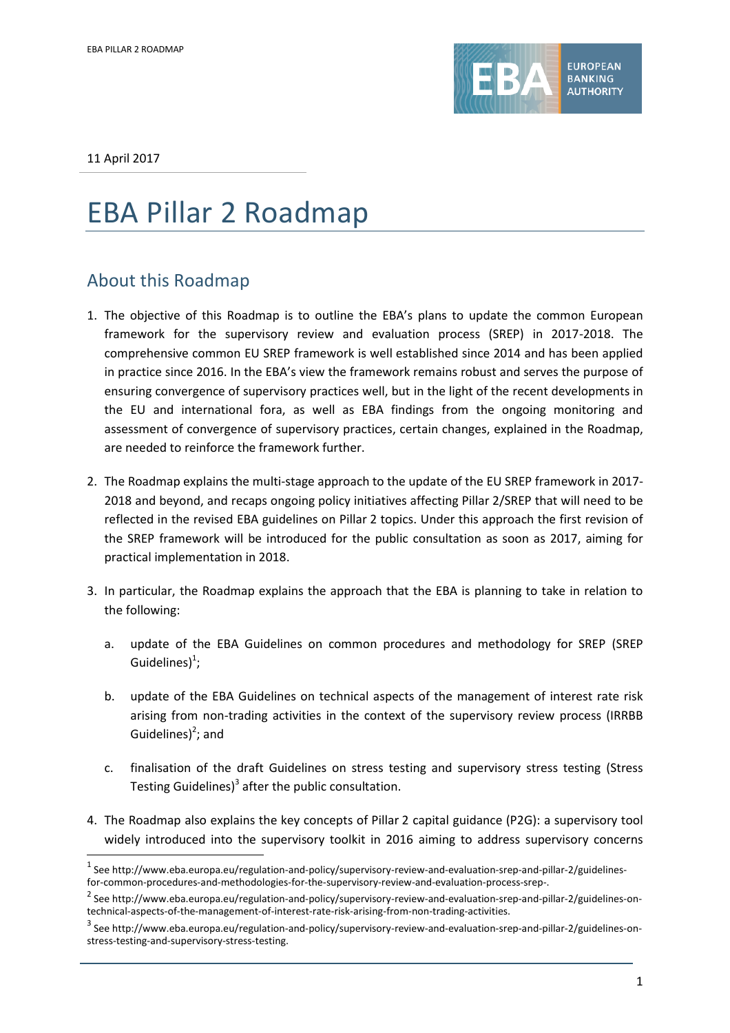11 April 2017

# EBA Pillar 2 Roadmap

## About this Roadmap

1. The objective of this Roadmap is to outline the EBA's plans to update the common European framework for the supervisory review and evaluation process (SREP) in 2017-2018. The comprehensive common EU SREP framework is well established since 2014 and has been applied in practice since 2016. In the EBA's view the framework remains robust and serves the purpose of ensuring convergence of supervisory practices well, but in the light of the recent developments in the EU and international fora, as well as EBA findings from the ongoing monitoring and assessment of convergence of supervisory practices, certain changes, explained in the Roadmap, are needed to reinforce the framework further.

2. The Roadmap explains the multi-stage approach to the update of the EU SREP framework in 2017-2018 and beyond, and recaps ongoing policy initiatives affecting Pillar 2/SREP that will need to be reflected in the revised EBA guidelines on Pillar 2 topics. Under this approach the first revision of the SREP framework will be introduced for the public consultation as soon as 2017, aiming for practical implementation in 2018.

3. In particular, the Roadmap explains the approach that the EBA is planning to take in relation to the following:

   a. update of the EBA Guidelines on common procedures and methodology for SREP (SREP Guidelines)[1];

   b. update of the EBA Guidelines on technical aspects of the management of interest rate risk arising from non-trading activities in the context of the supervisory review process (IRRBB Guidelines)[2]; and

   c. finalisation of the draft Guidelines on stress testing and supervisory stress testing (Stress Testing Guidelines)[3] after the public consultation.

4. The Roadmap also explains the key concepts of Pillar 2 capital guidance (P2G): a supervisory tool widely introduced into the supervisory toolkit in 2016 aiming to address supervisory concerns

[1] See http://www.eba.europa.eu/regulation-and-policy/supervisory-review-and-evaluation-srep-and-pillar-2/guidelines-for-common-procedures-and-methodologies-for-the-supervisory-review-and-evaluation-process-srep-.

[2] See http://www.eba.europa.eu/regulation-and-policy/supervisory-review-and-evaluation-srep-and-pillar-2/guidelines-on-technical-aspects-of-the-management-of-interest-rate-risk-arising-from-non-trading-activities.

[3] See http://www.eba.europa.eu/regulation-and-policy/supervisory-review-and-evaluation-srep-and-pillar-2/guidelines-on-stress-testing-and-supervisory-stress-testing.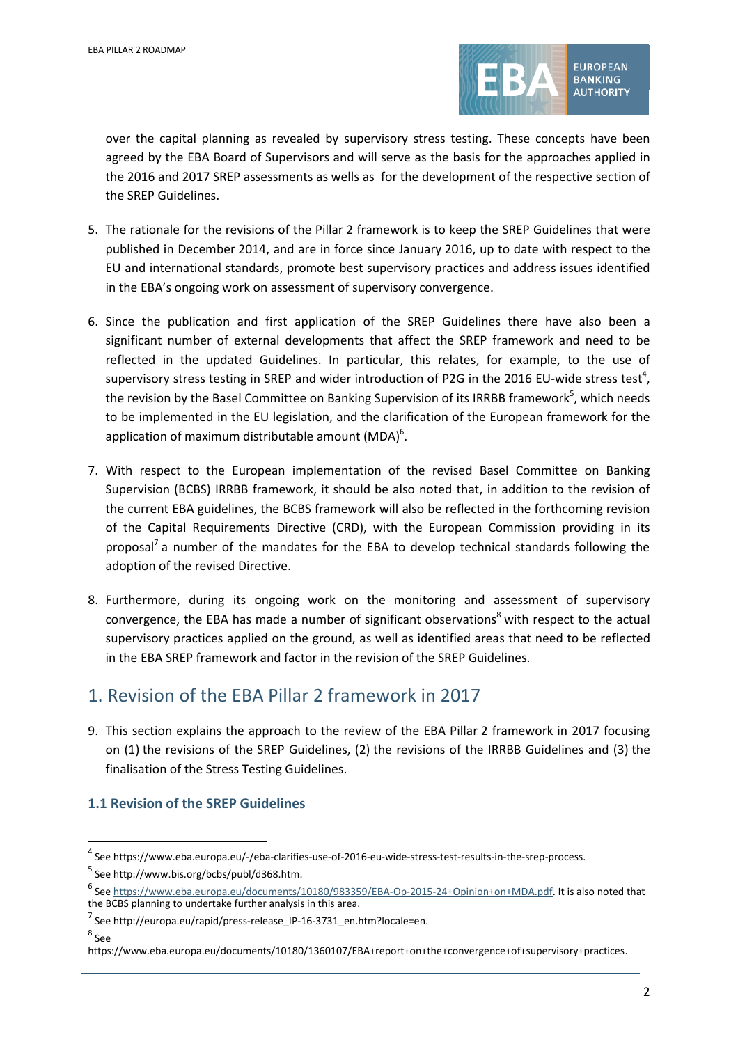over the capital planning as revealed by supervisory stress testing. These concepts have been agreed by the EBA Board of Supervisors and will serve as the basis for the approaches applied in the 2016 and 2017 SREP assessments as wells as for the development of the respective section of the SREP Guidelines.

5. The rationale for the revisions of the Pillar 2 framework is to keep the SREP Guidelines that were published in December 2014, and are in force since January 2016, up to date with respect to the EU and international standards, promote best supervisory practices and address issues identified in the EBA's ongoing work on assessment of supervisory convergence.

6. Since the publication and first application of the SREP Guidelines there have also been a significant number of external developments that affect the SREP framework and need to be reflected in the updated Guidelines. In particular, this relates, for example, to the use of supervisory stress testing in SREP and wider introduction of P2G in the 2016 EU-wide stress test[4], the revision by the Basel Committee on Banking Supervision of its IRRBB framework[5], which needs to be implemented in the EU legislation, and the clarification of the European framework for the application of maximum distributable amount (MDA)[6].

7. With respect to the European implementation of the revised Basel Committee on Banking Supervision (BCBS) IRRBB framework, it should be also noted that, in addition to the revision of the current EBA guidelines, the BCBS framework will also be reflected in the forthcoming revision of the Capital Requirements Directive (CRD), with the European Commission providing in its proposal[7] a number of the mandates for the EBA to develop technical standards following the adoption of the revised Directive.

8. Furthermore, during its ongoing work on the monitoring and assessment of supervisory convergence, the EBA has made a number of significant observations[8] with respect to the actual supervisory practices applied on the ground, as well as identified areas that need to be reflected in the EBA SREP framework and factor in the revision of the SREP Guidelines.

## 1. Revision of the EBA Pillar 2 framework in 2017

9. This section explains the approach to the review of the EBA Pillar 2 framework in 2017 focusing on (1) the revisions of the SREP Guidelines, (2) the revisions of the IRRBB Guidelines and (3) the finalisation of the Stress Testing Guidelines.

### 1.1 Revision of the SREP Guidelines

---

[4] See https://www.eba.europa.eu/-/eba-clarifies-use-of-2016-eu-wide-stress-test-results-in-the-srep-process.

[5] See http://www.bis.org/bcbs/publ/d368.htm.

[6] See https://www.eba.europa.eu/documents/10180/983359/EBA-Op-2015-24+Opinion+on+MDA.pdf. It is also noted that the BCBS planning to undertake further analysis in this area.

[7] See http://europa.eu/rapid/press-release_IP-16-3731_en.htm?locale=en.

[8] See https://www.eba.europa.eu/documents/10180/1360107/EBA+report+on+the+convergence+of+supervisory+practices.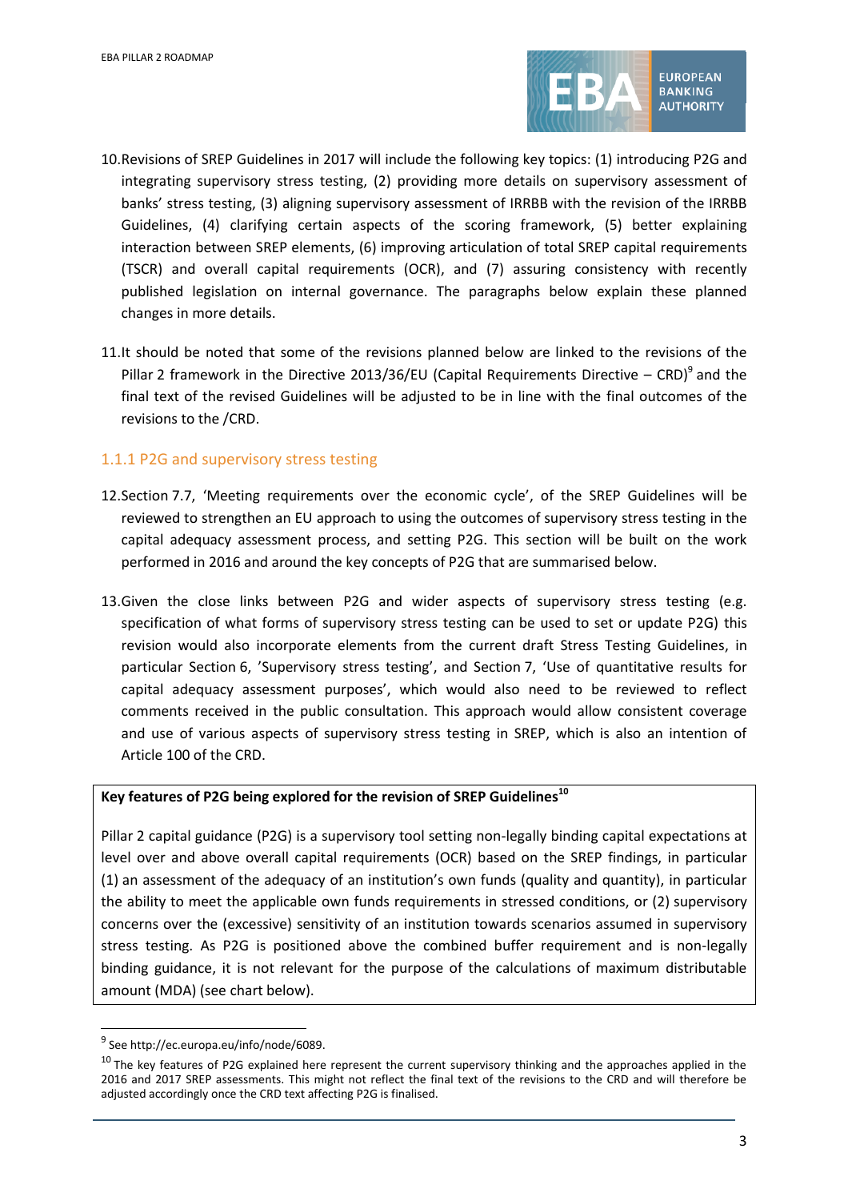10. Revisions of SREP Guidelines in 2017 will include the following key topics: (1) introducing P2G and integrating supervisory stress testing, (2) providing more details on supervisory assessment of banks' stress testing, (3) aligning supervisory assessment of IRRBB with the revision of the IRRBB Guidelines, (4) clarifying certain aspects of the scoring framework, (5) better explaining interaction between SREP elements, (6) improving articulation of total SREP capital requirements (TSCR) and overall capital requirements (OCR), and (7) assuring consistency with recently published legislation on internal governance. The paragraphs below explain these planned changes in more details.

11. It should be noted that some of the revisions planned below are linked to the revisions of the Pillar 2 framework in the Directive 2013/36/EU (Capital Requirements Directive – CRD)[9] and the final text of the revised Guidelines will be adjusted to be in line with the final outcomes of the revisions to the /CRD.

### 1.1.1 P2G and supervisory stress testing

12. Section 7.7, 'Meeting requirements over the economic cycle', of the SREP Guidelines will be reviewed to strengthen an EU approach to using the outcomes of supervisory stress testing in the capital adequacy assessment process, and setting P2G. This section will be built on the work performed in 2016 and around the key concepts of P2G that are summarised below.

13. Given the close links between P2G and wider aspects of supervisory stress testing (e.g. specification of what forms of supervisory stress testing can be used to set or update P2G) this revision would also incorporate elements from the current draft Stress Testing Guidelines, in particular Section 6, 'Supervisory stress testing', and Section 7, 'Use of quantitative results for capital adequacy assessment purposes', which would also need to be reviewed to reflect comments received in the public consultation. This approach would allow consistent coverage and use of various aspects of supervisory stress testing in SREP, which is also an intention of Article 100 of the CRD.

**Key features of P2G being explored for the revision of SREP Guidelines[10]**

Pillar 2 capital guidance (P2G) is a supervisory tool setting non-legally binding capital expectations at level over and above overall capital requirements (OCR) based on the SREP findings, in particular (1) an assessment of the adequacy of an institution's own funds (quality and quantity), in particular the ability to meet the applicable own funds requirements in stressed conditions, or (2) supervisory concerns over the (excessive) sensitivity of an institution towards scenarios assumed in supervisory stress testing. As P2G is positioned above the combined buffer requirement and is non-legally binding guidance, it is not relevant for the purpose of the calculations of maximum distributable amount (MDA) (see chart below).

---

[9] See http://ec.europa.eu/info/node/6089.

[10] The key features of P2G explained here represent the current supervisory thinking and the approaches applied in the 2016 and 2017 SREP assessments. This might not reflect the final text of the revisions to the CRD and will therefore be adjusted accordingly once the CRD text affecting P2G is finalised.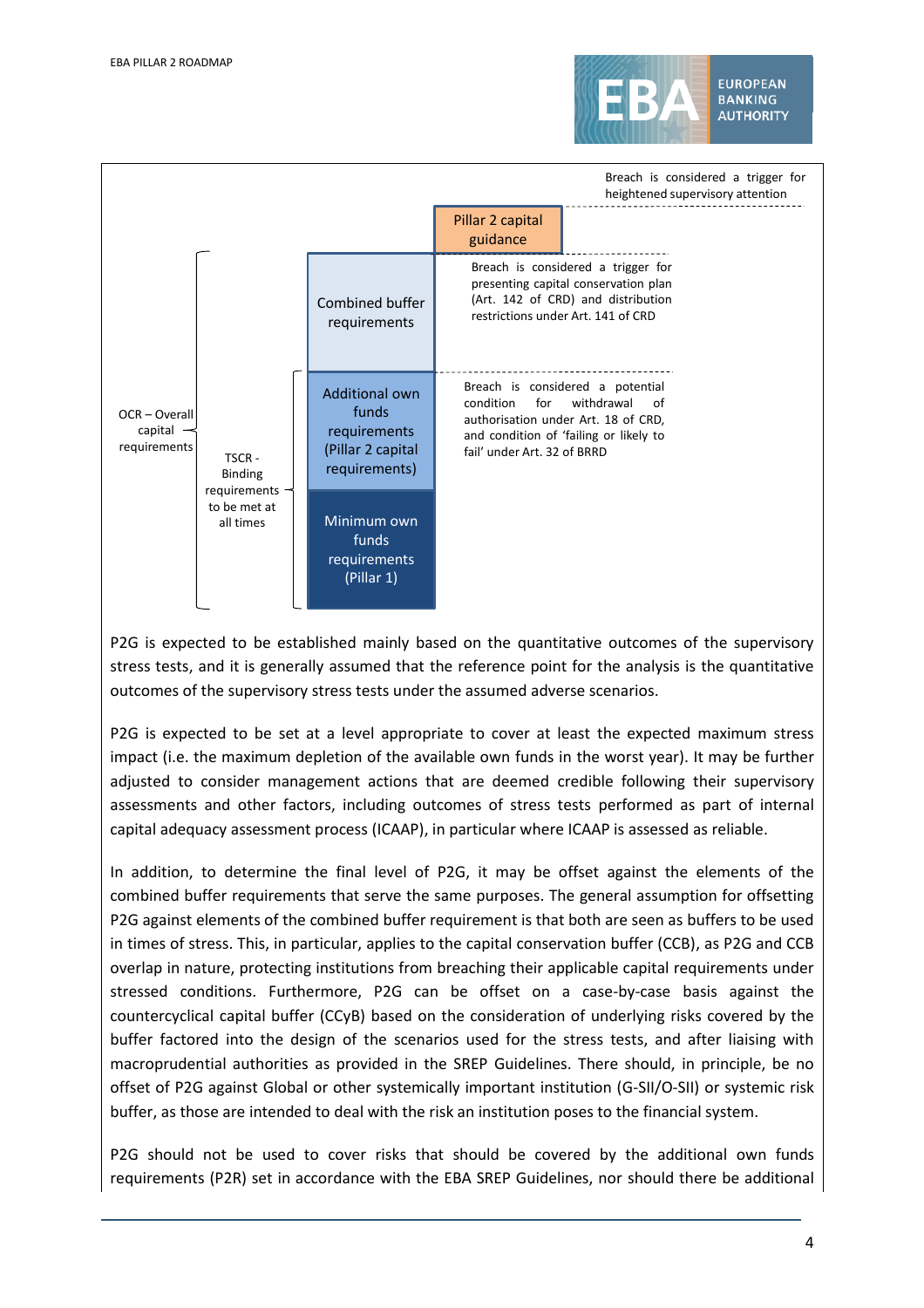| | | | |
|---|---|---|---|
| | | | Breach is considered a trigger for heightened supervisory attention |
| | | Pillar 2 capital guidance | |
| OCR – Overall capital requirements | | Combined buffer requirements | Breach is considered a trigger for presenting capital conservation plan (Art. 142 of CRD) and distribution restrictions under Art. 141 of CRD |
| | TSCR - Binding requirements to be met at all times | Additional own funds requirements (Pillar 2 capital requirements) | Breach is considered a potential condition for withdrawal of authorisation under Art. 18 of CRD, and condition of 'failing or likely to fail' under Art. 32 of BRRD |
| | | Minimum own funds requirements (Pillar 1) | |

P2G is expected to be established mainly based on the quantitative outcomes of the supervisory stress tests, and it is generally assumed that the reference point for the analysis is the quantitative outcomes of the supervisory stress tests under the assumed adverse scenarios.

P2G is expected to be set at a level appropriate to cover at least the expected maximum stress impact (i.e. the maximum depletion of the available own funds in the worst year). It may be further adjusted to consider management actions that are deemed credible following their supervisory assessments and other factors, including outcomes of stress tests performed as part of internal capital adequacy assessment process (ICAAP), in particular where ICAAP is assessed as reliable.

In addition, to determine the final level of P2G, it may be offset against the elements of the combined buffer requirements that serve the same purposes. The general assumption for offsetting P2G against elements of the combined buffer requirement is that both are seen as buffers to be used in times of stress. This, in particular, applies to the capital conservation buffer (CCB), as P2G and CCB overlap in nature, protecting institutions from breaching their applicable capital requirements under stressed conditions. Furthermore, P2G can be offset on a case-by-case basis against the countercyclical capital buffer (CCyB) based on the consideration of underlying risks covered by the buffer factored into the design of the scenarios used for the stress tests, and after liaising with macroprudential authorities as provided in the SREP Guidelines. There should, in principle, be no offset of P2G against Global or other systemically important institution (G-SII/O-SII) or systemic risk buffer, as those are intended to deal with the risk an institution poses to the financial system.

P2G should not be used to cover risks that should be covered by the additional own funds requirements (P2R) set in accordance with the EBA SREP Guidelines, nor should there be additional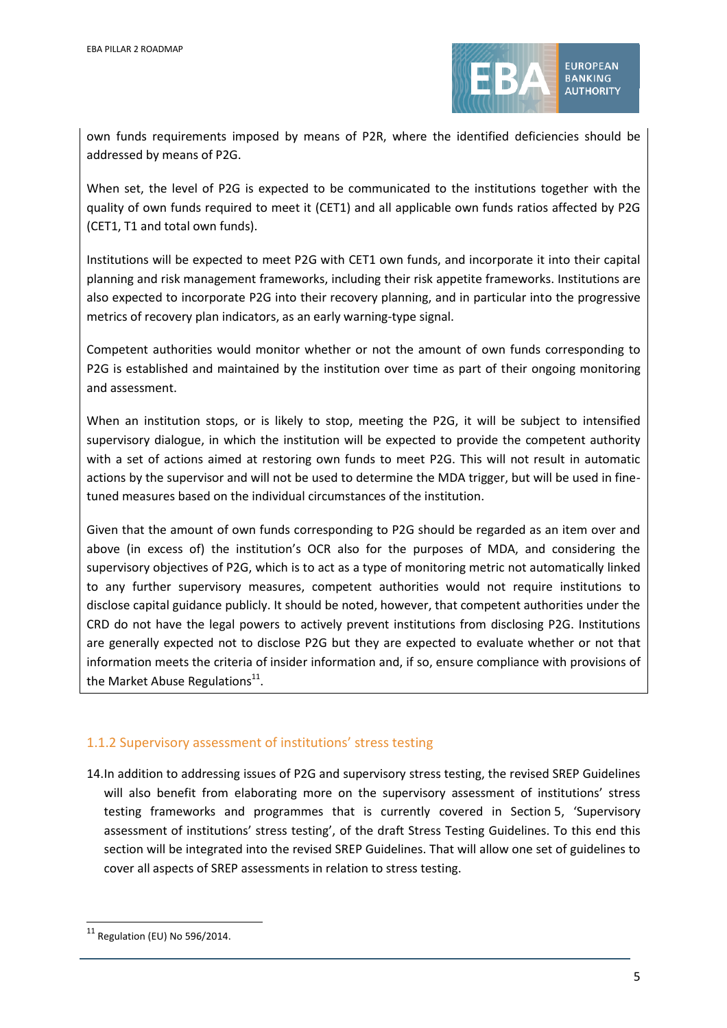own funds requirements imposed by means of P2R, where the identified deficiencies should be addressed by means of P2G.

When set, the level of P2G is expected to be communicated to the institutions together with the quality of own funds required to meet it (CET1) and all applicable own funds ratios affected by P2G (CET1, T1 and total own funds).

Institutions will be expected to meet P2G with CET1 own funds, and incorporate it into their capital planning and risk management frameworks, including their risk appetite frameworks. Institutions are also expected to incorporate P2G into their recovery planning, and in particular into the progressive metrics of recovery plan indicators, as an early warning-type signal.

Competent authorities would monitor whether or not the amount of own funds corresponding to P2G is established and maintained by the institution over time as part of their ongoing monitoring and assessment.

When an institution stops, or is likely to stop, meeting the P2G, it will be subject to intensified supervisory dialogue, in which the institution will be expected to provide the competent authority with a set of actions aimed at restoring own funds to meet P2G. This will not result in automatic actions by the supervisor and will not be used to determine the MDA trigger, but will be used in fine-tuned measures based on the individual circumstances of the institution.

Given that the amount of own funds corresponding to P2G should be regarded as an item over and above (in excess of) the institution's OCR also for the purposes of MDA, and considering the supervisory objectives of P2G, which is to act as a type of monitoring metric not automatically linked to any further supervisory measures, competent authorities would not require institutions to disclose capital guidance publicly. It should be noted, however, that competent authorities under the CRD do not have the legal powers to actively prevent institutions from disclosing P2G. Institutions are generally expected not to disclose P2G but they are expected to evaluate whether or not that information meets the criteria of insider information and, if so, ensure compliance with provisions of the Market Abuse Regulations[11].

### 1.1.2 Supervisory assessment of institutions' stress testing

14. In addition to addressing issues of P2G and supervisory stress testing, the revised SREP Guidelines will also benefit from elaborating more on the supervisory assessment of institutions' stress testing frameworks and programmes that is currently covered in Section 5, 'Supervisory assessment of institutions' stress testing', of the draft Stress Testing Guidelines. To this end this section will be integrated into the revised SREP Guidelines. That will allow one set of guidelines to cover all aspects of SREP assessments in relation to stress testing.

[11] Regulation (EU) No 596/2014.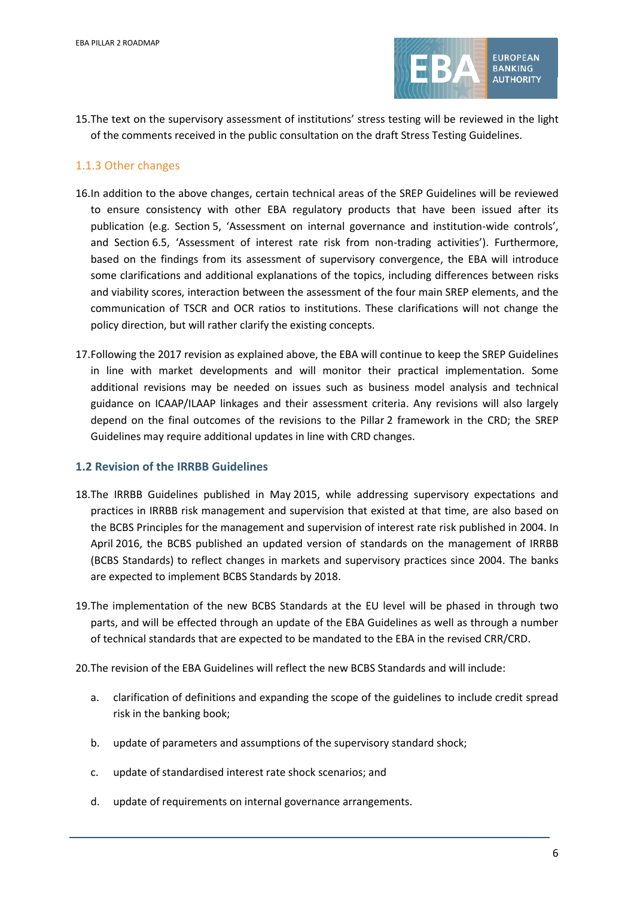15. The text on the supervisory assessment of institutions' stress testing will be reviewed in the light of the comments received in the public consultation on the draft Stress Testing Guidelines.

### 1.1.3 Other changes

16. In addition to the above changes, certain technical areas of the SREP Guidelines will be reviewed to ensure consistency with other EBA regulatory products that have been issued after its publication (e.g. Section 5, 'Assessment on internal governance and institution-wide controls', and Section 6.5, 'Assessment of interest rate risk from non-trading activities'). Furthermore, based on the findings from its assessment of supervisory convergence, the EBA will introduce some clarifications and additional explanations of the topics, including differences between risks and viability scores, interaction between the assessment of the four main SREP elements, and the communication of TSCR and OCR ratios to institutions. These clarifications will not change the policy direction, but will rather clarify the existing concepts.

17. Following the 2017 revision as explained above, the EBA will continue to keep the SREP Guidelines in line with market developments and will monitor their practical implementation. Some additional revisions may be needed on issues such as business model analysis and technical guidance on ICAAP/ILAAP linkages and their assessment criteria. Any revisions will also largely depend on the final outcomes of the revisions to the Pillar 2 framework in the CRD; the SREP Guidelines may require additional updates in line with CRD changes.

## 1.2 Revision of the IRRBB Guidelines

18. The IRRBB Guidelines published in May 2015, while addressing supervisory expectations and practices in IRRBB risk management and supervision that existed at that time, are also based on the BCBS Principles for the management and supervision of interest rate risk published in 2004. In April 2016, the BCBS published an updated version of standards on the management of IRRBB (BCBS Standards) to reflect changes in markets and supervisory practices since 2004. The banks are expected to implement BCBS Standards by 2018.

19. The implementation of the new BCBS Standards at the EU level will be phased in through two parts, and will be effected through an update of the EBA Guidelines as well as through a number of technical standards that are expected to be mandated to the EBA in the revised CRR/CRD.

20. The revision of the EBA Guidelines will reflect the new BCBS Standards and will include:

   a. clarification of definitions and expanding the scope of the guidelines to include credit spread risk in the banking book;

   b. update of parameters and assumptions of the supervisory standard shock;

   c. update of standardised interest rate shock scenarios; and

   d. update of requirements on internal governance arrangements.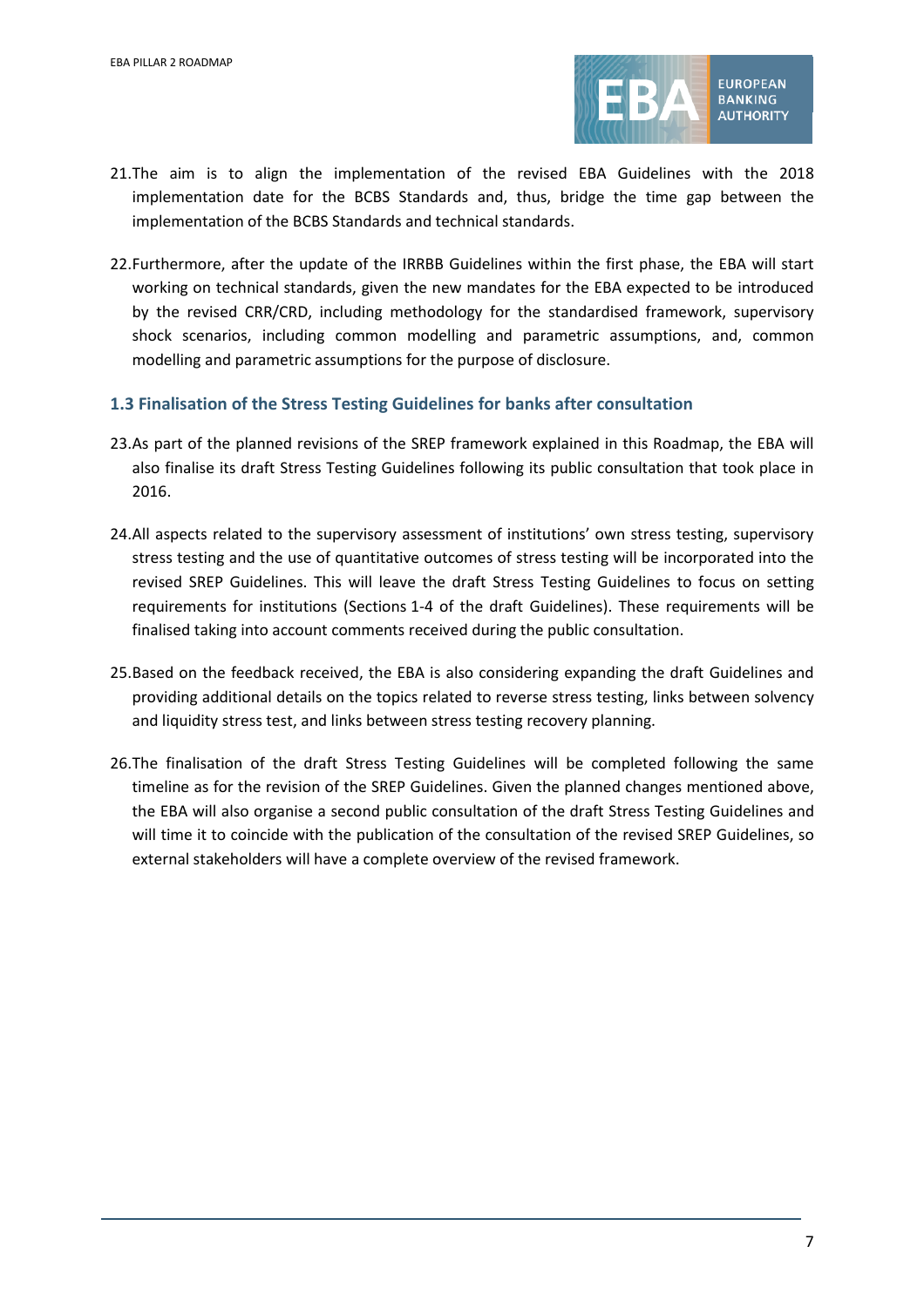21. The aim is to align the implementation of the revised EBA Guidelines with the 2018 implementation date for the BCBS Standards and, thus, bridge the time gap between the implementation of the BCBS Standards and technical standards.

22. Furthermore, after the update of the IRRBB Guidelines within the first phase, the EBA will start working on technical standards, given the new mandates for the EBA expected to be introduced by the revised CRR/CRD, including methodology for the standardised framework, supervisory shock scenarios, including common modelling and parametric assumptions, and, common modelling and parametric assumptions for the purpose of disclosure.

### 1.3 Finalisation of the Stress Testing Guidelines for banks after consultation

23. As part of the planned revisions of the SREP framework explained in this Roadmap, the EBA will also finalise its draft Stress Testing Guidelines following its public consultation that took place in 2016.

24. All aspects related to the supervisory assessment of institutions' own stress testing, supervisory stress testing and the use of quantitative outcomes of stress testing will be incorporated into the revised SREP Guidelines. This will leave the draft Stress Testing Guidelines to focus on setting requirements for institutions (Sections 1-4 of the draft Guidelines). These requirements will be finalised taking into account comments received during the public consultation.

25. Based on the feedback received, the EBA is also considering expanding the draft Guidelines and providing additional details on the topics related to reverse stress testing, links between solvency and liquidity stress test, and links between stress testing recovery planning.

26. The finalisation of the draft Stress Testing Guidelines will be completed following the same timeline as for the revision of the SREP Guidelines. Given the planned changes mentioned above, the EBA will also organise a second public consultation of the draft Stress Testing Guidelines and will time it to coincide with the publication of the consultation of the revised SREP Guidelines, so external stakeholders will have a complete overview of the revised framework.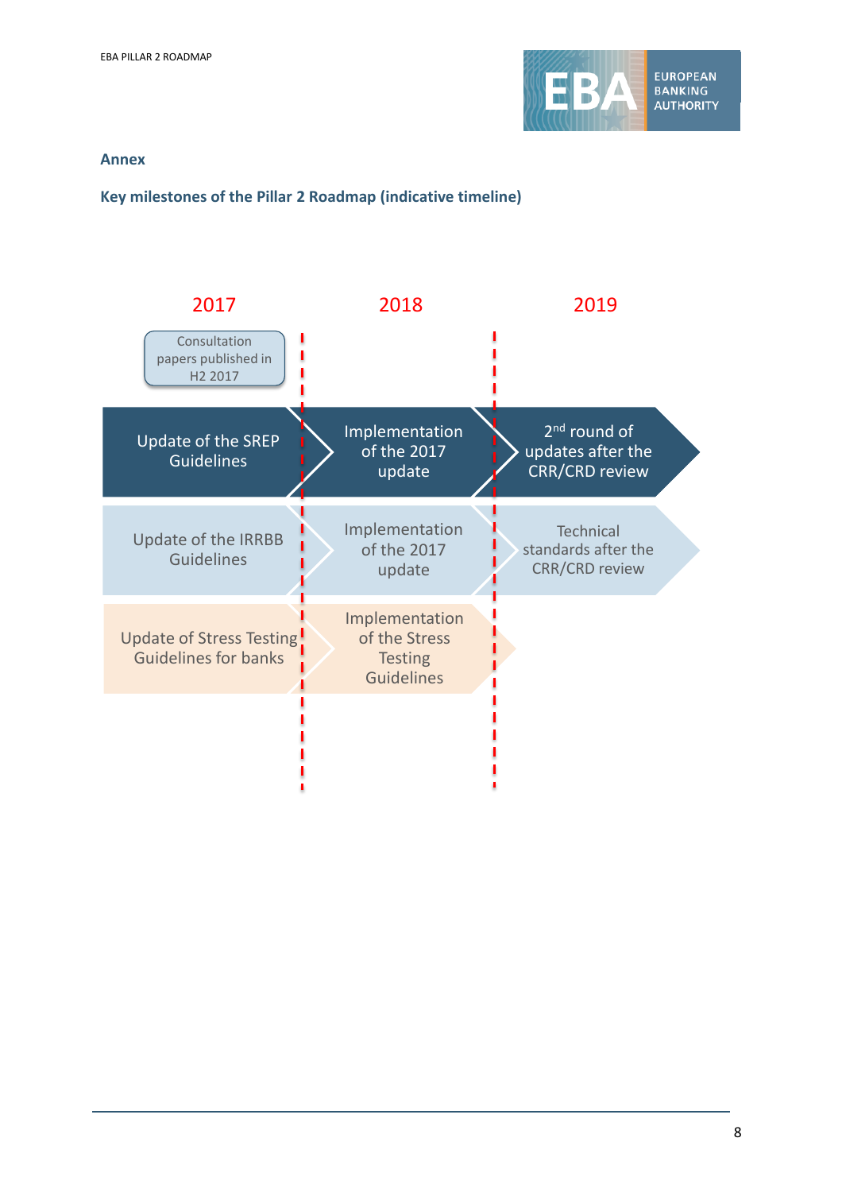## Annex

### Key milestones of the Pillar 2 Roadmap (indicative timeline)

2017

2018

2019

Consultation papers published in H2 2017

Update of the SREP Guidelines

Implementation of the 2017 update

2nd round of updates after the CRR/CRD review

Update of the IRRBB Guidelines

Implementation of the 2017 update

Technical standards after the CRR/CRD review

Update of Stress Testing Guidelines for banks

Implementation of the Stress Testing Guidelines